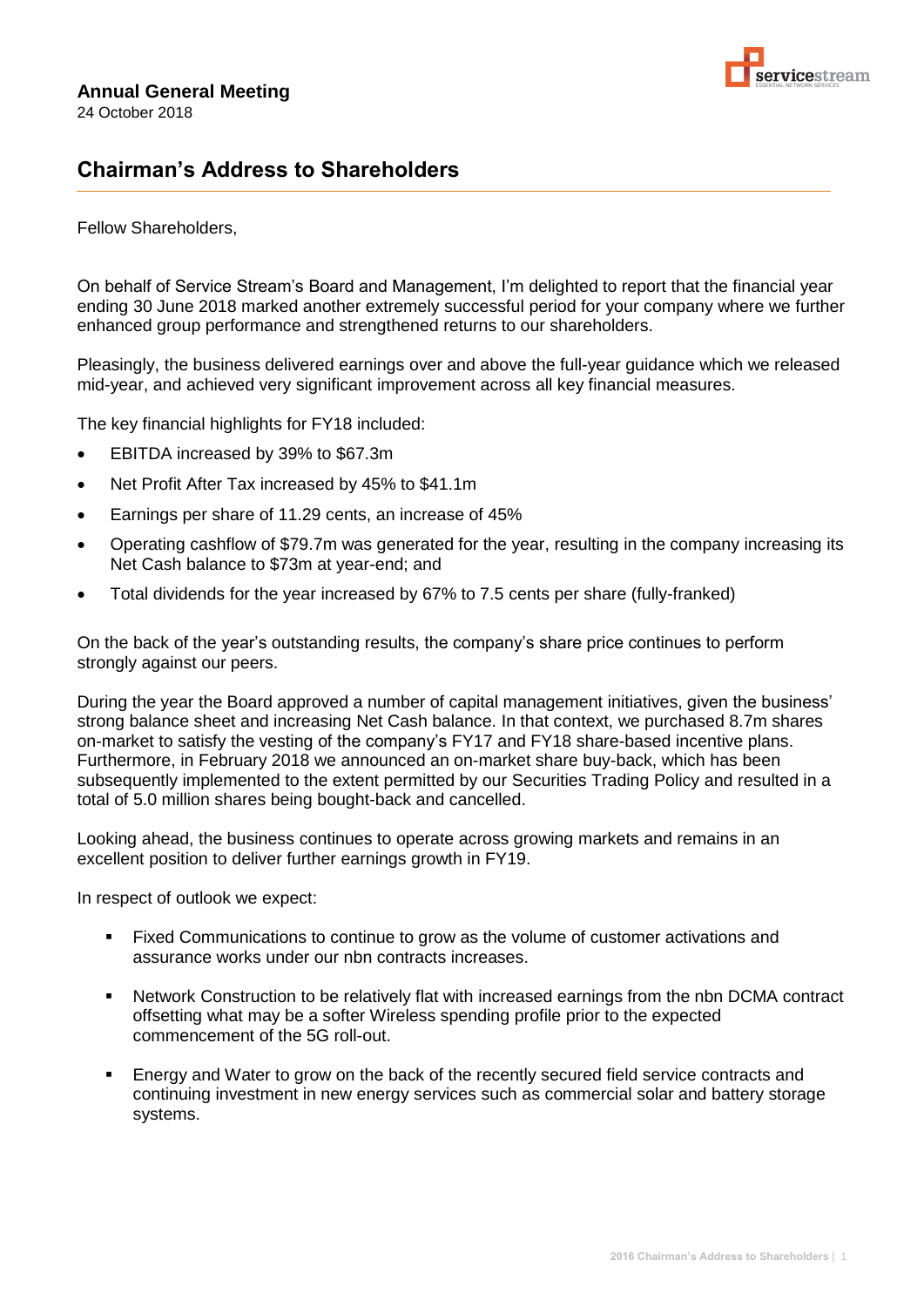**Annual General Meeting**
24 October 2018

## Chairman's Address to Shareholders

Fellow Shareholders,

On behalf of Service Stream's Board and Management, I'm delighted to report that the financial year ending 30 June 2018 marked another extremely successful period for your company where we further enhanced group performance and strengthened returns to our shareholders.

Pleasingly, the business delivered earnings over and above the full-year guidance which we released mid-year, and achieved very significant improvement across all key financial measures.

The key financial highlights for FY18 included:

- EBITDA increased by 39% to $67.3m
- Net Profit After Tax increased by 45% to $41.1m
- Earnings per share of 11.29 cents, an increase of 45%
- Operating cashflow of $79.7m was generated for the year, resulting in the company increasing its Net Cash balance to $73m at year-end; and
- Total dividends for the year increased by 67% to 7.5 cents per share (fully-franked)

On the back of the year's outstanding results, the company's share price continues to perform strongly against our peers.

During the year the Board approved a number of capital management initiatives, given the business' strong balance sheet and increasing Net Cash balance. In that context, we purchased 8.7m shares on-market to satisfy the vesting of the company's FY17 and FY18 share-based incentive plans. Furthermore, in February 2018 we announced an on-market share buy-back, which has been subsequently implemented to the extent permitted by our Securities Trading Policy and resulted in a total of 5.0 million shares being bought-back and cancelled.

Looking ahead, the business continues to operate across growing markets and remains in an excellent position to deliver further earnings growth in FY19.

In respect of outlook we expect:

- Fixed Communications to continue to grow as the volume of customer activations and assurance works under our nbn contracts increases.
- Network Construction to be relatively flat with increased earnings from the nbn DCMA contract offsetting what may be a softer Wireless spending profile prior to the expected commencement of the 5G roll-out.
- Energy and Water to grow on the back of the recently secured field service contracts and continuing investment in new energy services such as commercial solar and battery storage systems.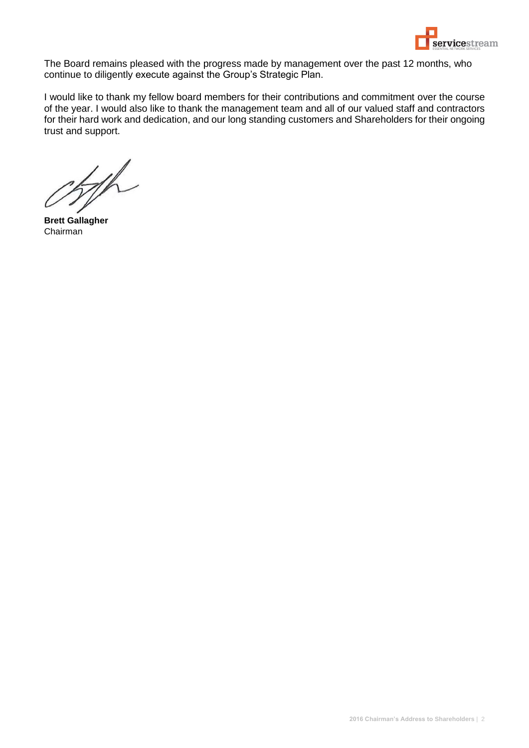The Board remains pleased with the progress made by management over the past 12 months, who continue to diligently execute against the Group's Strategic Plan.

I would like to thank my fellow board members for their contributions and commitment over the course of the year. I would also like to thank the management team and all of our valued staff and contractors for their hard work and dedication, and our long standing customers and Shareholders for their ongoing trust and support.

**Brett Gallagher**
Chairman